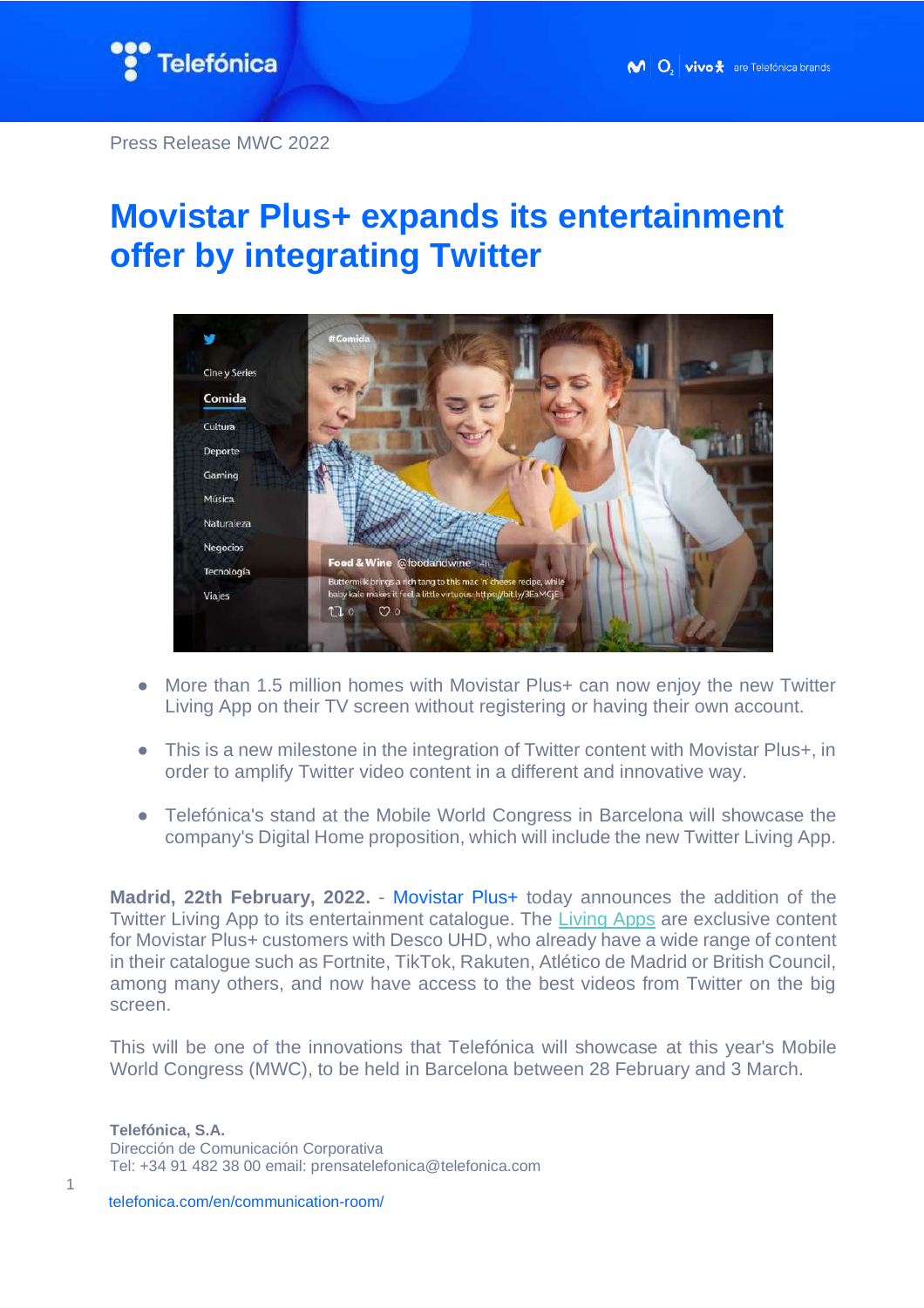Press Release MWC 2022

# Movistar Plus+ expands its entertainment offer by integrating Twitter

- More than 1.5 million homes with Movistar Plus+ can now enjoy the new Twitter Living App on their TV screen without registering or having their own account.
- This is a new milestone in the integration of Twitter content with Movistar Plus+, in order to amplify Twitter video content in a different and innovative way.
- Telefónica's stand at the Mobile World Congress in Barcelona will showcase the company's Digital Home proposition, which will include the new Twitter Living App.

**Madrid, 22th February, 2022.** - Movistar Plus+ today announces the addition of the Twitter Living App to its entertainment catalogue. The Living Apps are exclusive content for Movistar Plus+ customers with Desco UHD, who already have a wide range of content in their catalogue such as Fortnite, TikTok, Rakuten, Atlético de Madrid or British Council, among many others, and now have access to the best videos from Twitter on the big screen.

This will be one of the innovations that Telefónica will showcase at this year's Mobile World Congress (MWC), to be held in Barcelona between 28 February and 3 March.

**Telefónica, S.A.**
Dirección de Comunicación Corporativa
Tel: +34 91 482 38 00 email: prensatelefonica@telefonica.com

telefonica.com/en/communication-room/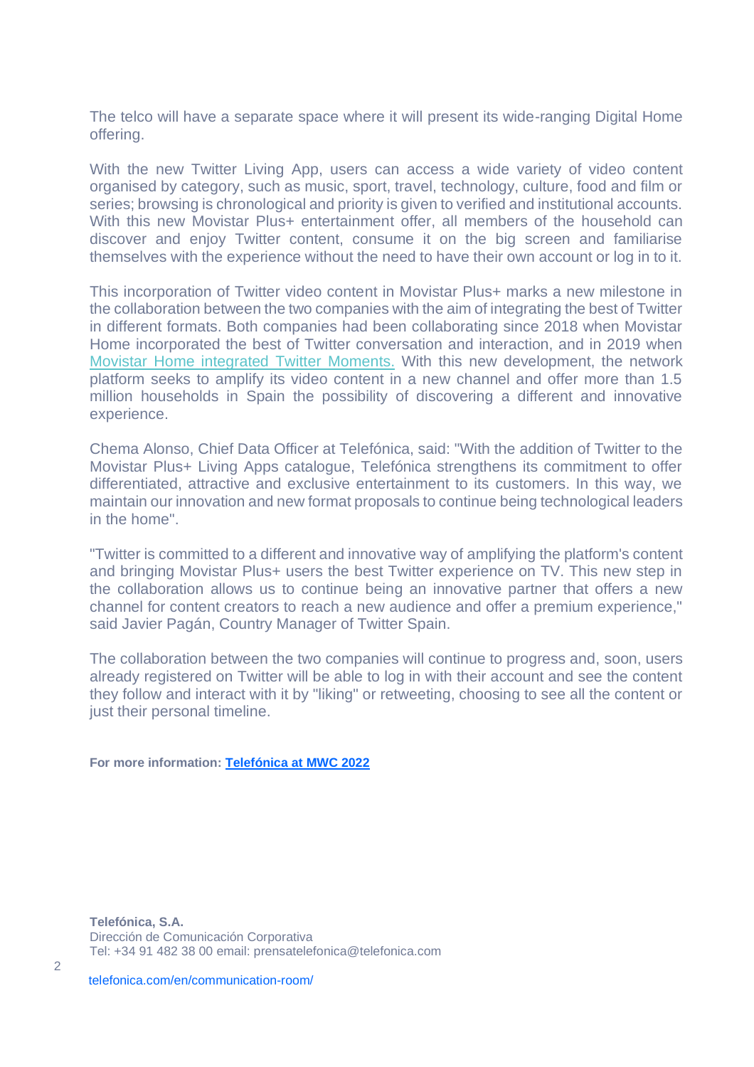The telco will have a separate space where it will present its wide-ranging Digital Home offering.

With the new Twitter Living App, users can access a wide variety of video content organised by category, such as music, sport, travel, technology, culture, food and film or series; browsing is chronological and priority is given to verified and institutional accounts. With this new Movistar Plus+ entertainment offer, all members of the household can discover and enjoy Twitter content, consume it on the big screen and familiarise themselves with the experience without the need to have their own account or log in to it.

This incorporation of Twitter video content in Movistar Plus+ marks a new milestone in the collaboration between the two companies with the aim of integrating the best of Twitter in different formats. Both companies had been collaborating since 2018 when Movistar Home incorporated the best of Twitter conversation and interaction, and in 2019 when Movistar Home integrated Twitter Moments. With this new development, the network platform seeks to amplify its video content in a new channel and offer more than 1.5 million households in Spain the possibility of discovering a different and innovative experience.

Chema Alonso, Chief Data Officer at Telefónica, said: "With the addition of Twitter to the Movistar Plus+ Living Apps catalogue, Telefónica strengthens its commitment to offer differentiated, attractive and exclusive entertainment to its customers. In this way, we maintain our innovation and new format proposals to continue being technological leaders in the home".

"Twitter is committed to a different and innovative way of amplifying the platform's content and bringing Movistar Plus+ users the best Twitter experience on TV. This new step in the collaboration allows us to continue being an innovative partner that offers a new channel for content creators to reach a new audience and offer a premium experience," said Javier Pagán, Country Manager of Twitter Spain.

The collaboration between the two companies will continue to progress and, soon, users already registered on Twitter will be able to log in with their account and see the content they follow and interact with it by "liking" or retweeting, choosing to see all the content or just their personal timeline.

**For more information: Telefónica at MWC 2022**

**Telefónica, S.A.**
Dirección de Comunicación Corporativa
Tel: +34 91 482 38 00 email: prensatelefonica@telefonica.com

telefonica.com/en/communication-room/